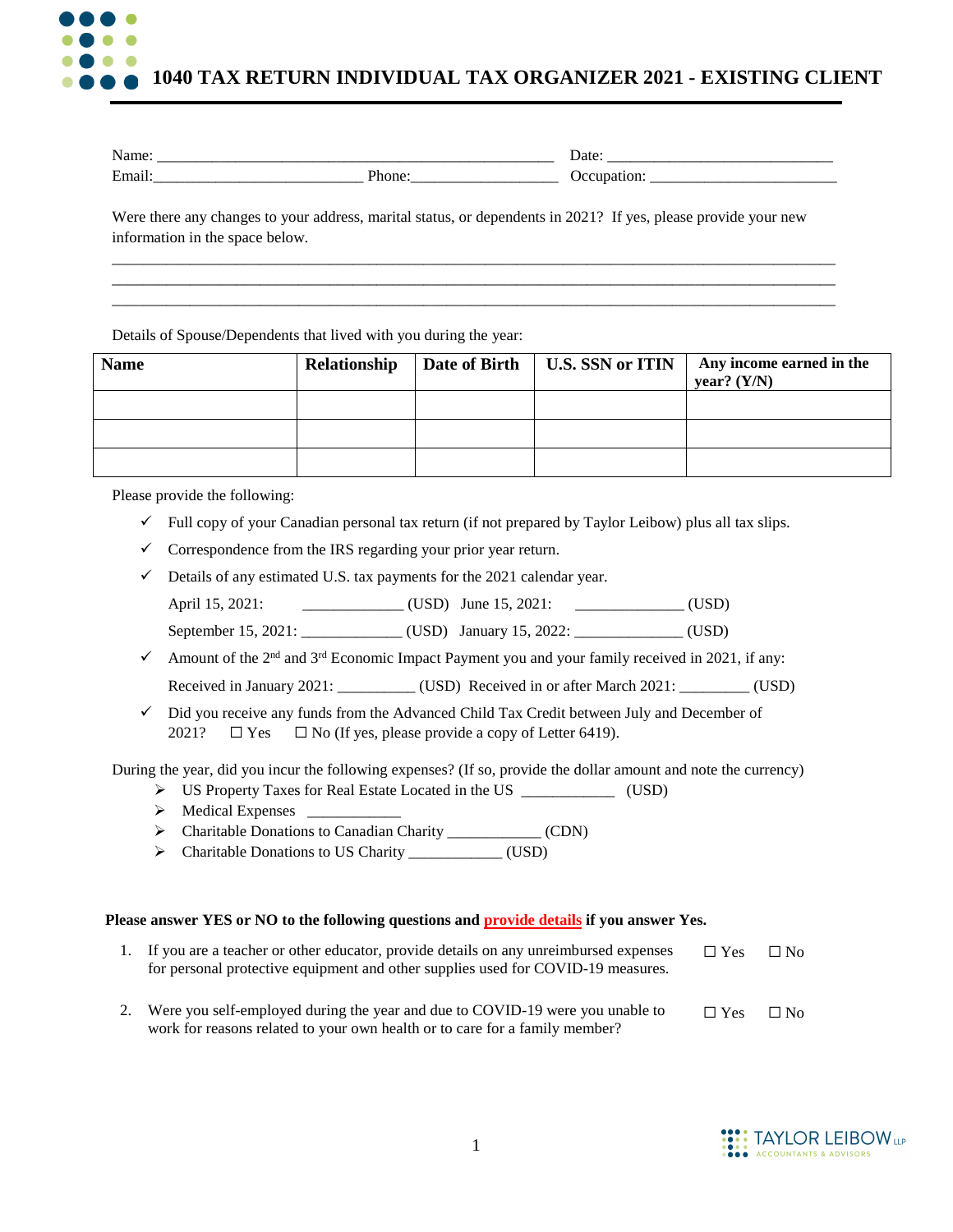# 1040 TAX RETURN INDIVIDUAL TAX ORGANIZER 2021 - EXISTING CLIENT

Name: ______________________________________________ Date: __________________________

Email:_________________________ Phone:__________________ Occupation: ______________________

Were there any changes to your address, marital status, or dependents in 2021? If yes, please provide your new information in the space below.

_______________________________________________________________________________________

_______________________________________________________________________________________

_______________________________________________________________________________________

Details of Spouse/Dependents that lived with you during the year:

| Name | Relationship | Date of Birth | U.S. SSN or ITIN | Any income earned in the year? (Y/N) |
|---|---|---|---|---|
| | | | | |
| | | | | |
| | | | | |

Please provide the following:

- ✓ Full copy of your Canadian personal tax return (if not prepared by Taylor Leibow) plus all tax slips.
- ✓ Correspondence from the IRS regarding your prior year return.
- ✓ Details of any estimated U.S. tax payments for the 2021 calendar year.

  April 15, 2021: ____________ (USD) June 15, 2021: _____________ (USD)

  September 15, 2021: ____________ (USD) January 15, 2022: _____________ (USD)
- ✓ Amount of the 2nd and 3rd Economic Impact Payment you and your family received in 2021, if any:

  Received in January 2021: __________ (USD) Received in or after March 2021: _________ (USD)
- ✓ Did you receive any funds from the Advanced Child Tax Credit between July and December of 2021? ☐ Yes ☐ No (If yes, please provide a copy of Letter 6419).

During the year, did you incur the following expenses? (If so, provide the dollar amount and note the currency)

- ➢ US Property Taxes for Real Estate Located in the US ___________ (USD)
- ➢ Medical Expenses ___________
- ➢ Charitable Donations to Canadian Charity ___________ (CDN)
- ➢ Charitable Donations to US Charity ___________ (USD)

**Please answer YES or NO to the following questions and provide details if you answer Yes.**

1. If you are a teacher or other educator, provide details on any unreimbursed expenses for personal protective equipment and other supplies used for COVID-19 measures. ☐ Yes ☐ No

2. Were you self-employed during the year and due to COVID-19 were you unable to work for reasons related to your own health or to care for a family member? ☐ Yes ☐ No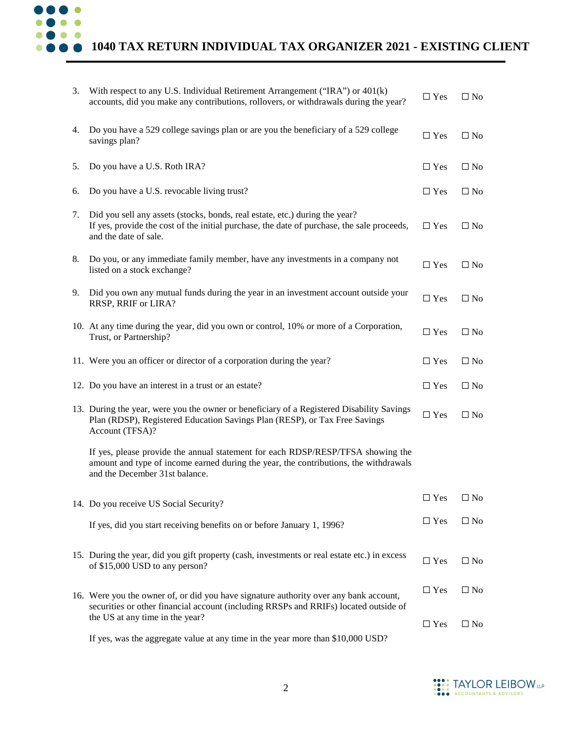# 1040 TAX RETURN INDIVIDUAL TAX ORGANIZER 2021 - EXISTING CLIENT

3. With respect to any U.S. Individual Retirement Arrangement ("IRA") or 401(k) accounts, did you make any contributions, rollovers, or withdrawals during the year? ☐ Yes ☐ No

4. Do you have a 529 college savings plan or are you the beneficiary of a 529 college savings plan? ☐ Yes ☐ No

5. Do you have a U.S. Roth IRA? ☐ Yes ☐ No

6. Do you have a U.S. revocable living trust? ☐ Yes ☐ No

7. Did you sell any assets (stocks, bonds, real estate, etc.) during the year? If yes, provide the cost of the initial purchase, the date of purchase, the sale proceeds, and the date of sale. ☐ Yes ☐ No

8. Do you, or any immediate family member, have any investments in a company not listed on a stock exchange? ☐ Yes ☐ No

9. Did you own any mutual funds during the year in an investment account outside your RRSP, RRIF or LIRA? ☐ Yes ☐ No

10. At any time during the year, did you own or control, 10% or more of a Corporation, Trust, or Partnership? ☐ Yes ☐ No

11. Were you an officer or director of a corporation during the year? ☐ Yes ☐ No

12. Do you have an interest in a trust or an estate? ☐ Yes ☐ No

13. During the year, were you the owner or beneficiary of a Registered Disability Savings Plan (RDSP), Registered Education Savings Plan (RESP), or Tax Free Savings Account (TFSA)? ☐ Yes ☐ No

    If yes, please provide the annual statement for each RDSP/RESP/TFSA showing the amount and type of income earned during the year, the contributions, the withdrawals and the December 31st balance.

14. Do you receive US Social Security? ☐ Yes ☐ No

    If yes, did you start receiving benefits on or before January 1, 1996? ☐ Yes ☐ No

15. During the year, did you gift property (cash, investments or real estate etc.) in excess of $15,000 USD to any person? ☐ Yes ☐ No

16. Were you the owner of, or did you have signature authority over any bank account, securities or other financial account (including RRSPs and RRIFs) located outside of the US at any time in the year? ☐ Yes ☐ No

    If yes, was the aggregate value at any time in the year more than $10,000 USD? ☐ Yes ☐ No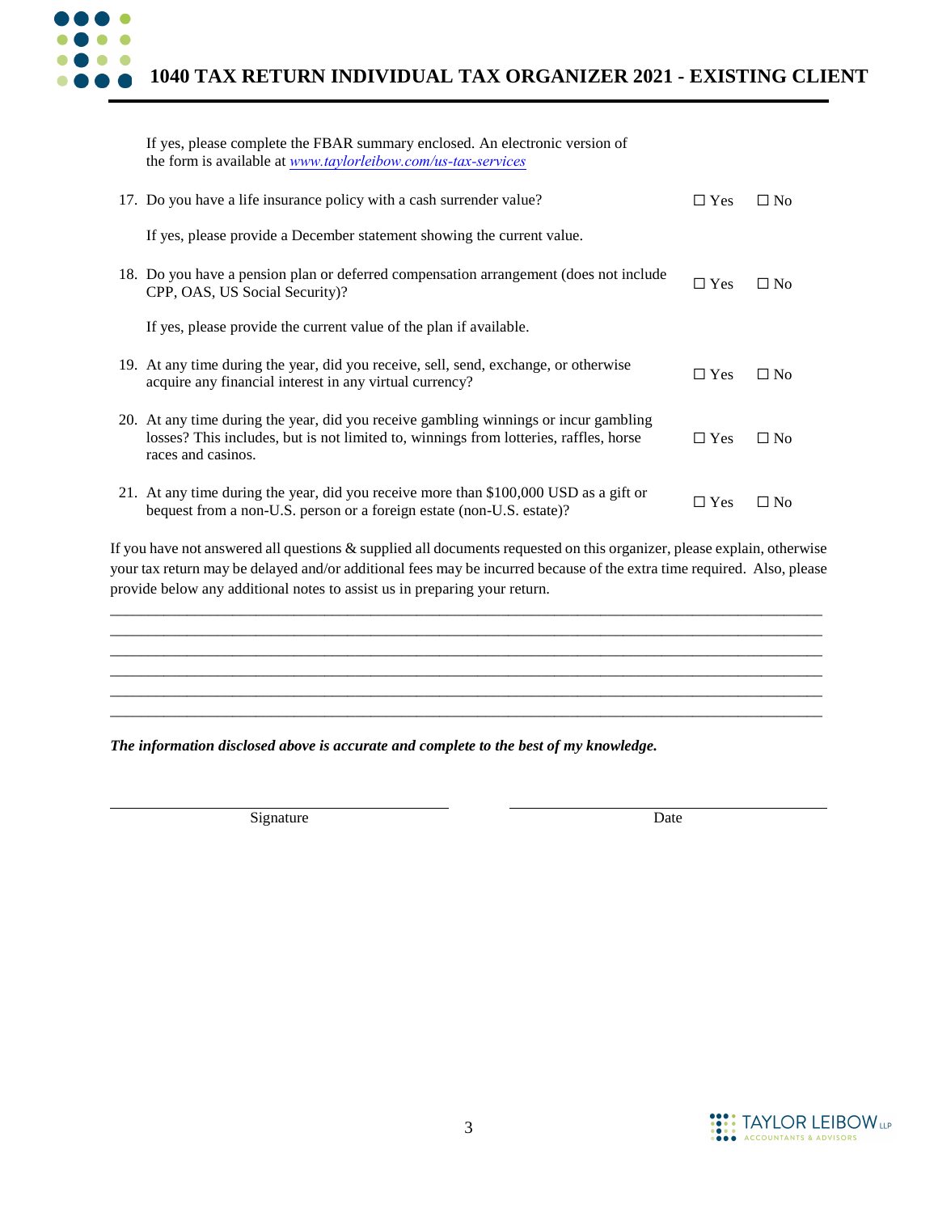If yes, please complete the FBAR summary enclosed. An electronic version of the form is available at [www.taylorleibow.com/us-tax-services](www.taylorleibow.com/us-tax-services)

17. Do you have a life insurance policy with a cash surrender value? ☐ Yes ☐ No

    If yes, please provide a December statement showing the current value.

18. Do you have a pension plan or deferred compensation arrangement (does not include CPP, OAS, US Social Security)? ☐ Yes ☐ No

    If yes, please provide the current value of the plan if available.

19. At any time during the year, did you receive, sell, send, exchange, or otherwise acquire any financial interest in any virtual currency? ☐ Yes ☐ No

20. At any time during the year, did you receive gambling winnings or incur gambling losses? This includes, but is not limited to, winnings from lotteries, raffles, horse races and casinos. ☐ Yes ☐ No

21. At any time during the year, did you receive more than $100,000 USD as a gift or bequest from a non-U.S. person or a foreign estate (non-U.S. estate)? ☐ Yes ☐ No

If you have not answered all questions & supplied all documents requested on this organizer, please explain, otherwise your tax return may be delayed and/or additional fees may be incurred because of the extra time required. Also, please provide below any additional notes to assist us in preparing your return.

______________________________________________________________________________

______________________________________________________________________________

______________________________________________________________________________

______________________________________________________________________________

______________________________________________________________________________

______________________________________________________________________________

***The information disclosed above is accurate and complete to the best of my knowledge.***

______________________________ Signature

______________________________ Date